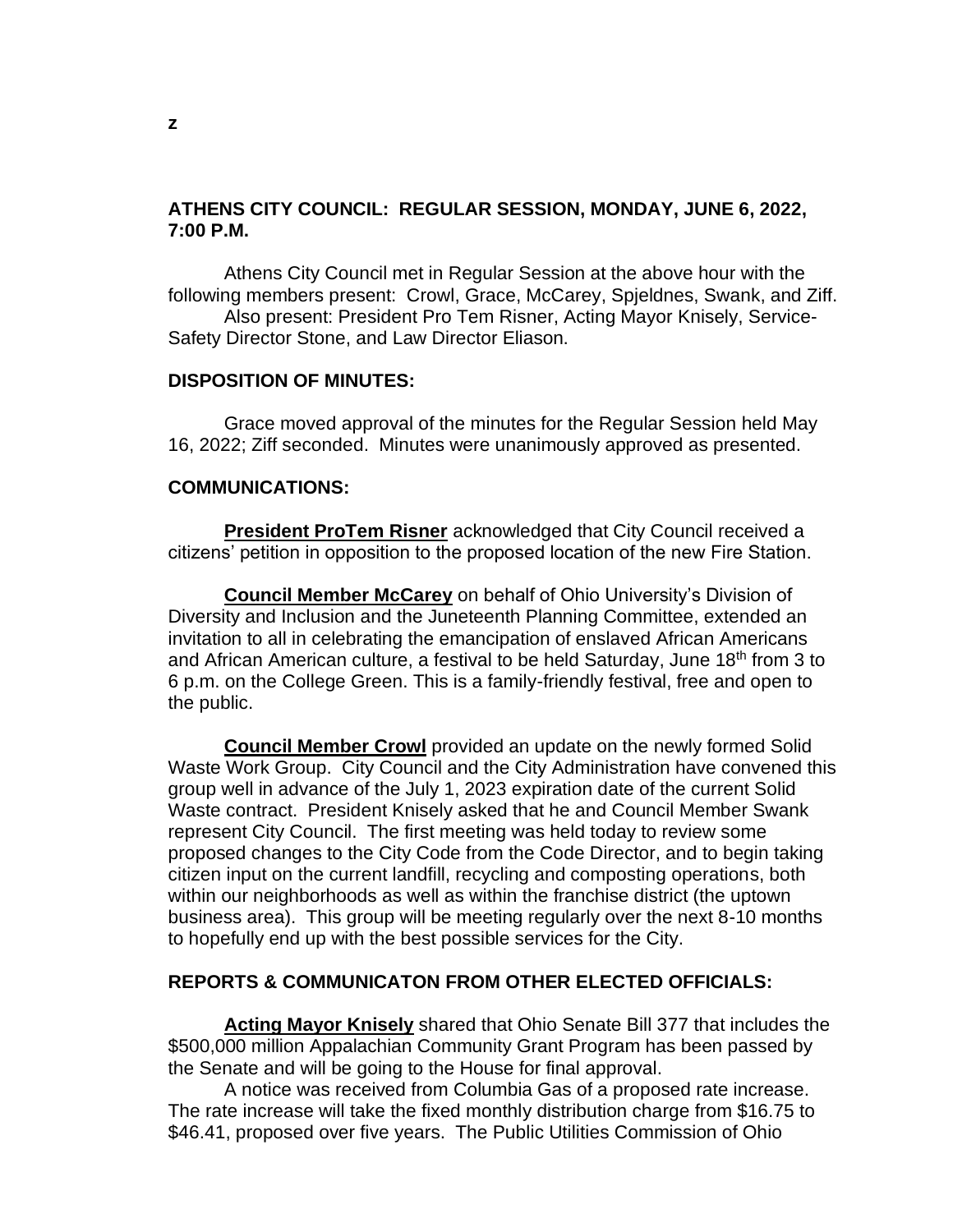z

## ATHENS CITY COUNCIL: REGULAR SESSION, MONDAY, JUNE 6, 2022, 7:00 P.M.

Athens City Council met in Regular Session at the above hour with the following members present: Crowl, Grace, McCarey, Spjeldnes, Swank, and Ziff.

Also present: President Pro Tem Risner, Acting Mayor Knisely, Service-Safety Director Stone, and Law Director Eliason.

### DISPOSITION OF MINUTES:

Grace moved approval of the minutes for the Regular Session held May 16, 2022; Ziff seconded. Minutes were unanimously approved as presented.

### COMMUNICATIONS:

**President ProTem Risner** acknowledged that City Council received a citizens' petition in opposition to the proposed location of the new Fire Station.

**Council Member McCarey** on behalf of Ohio University's Division of Diversity and Inclusion and the Juneteenth Planning Committee, extended an invitation to all in celebrating the emancipation of enslaved African Americans and African American culture, a festival to be held Saturday, June 18th from 3 to 6 p.m. on the College Green. This is a family-friendly festival, free and open to the public.

**Council Member Crowl** provided an update on the newly formed Solid Waste Work Group. City Council and the City Administration have convened this group well in advance of the July 1, 2023 expiration date of the current Solid Waste contract. President Knisely asked that he and Council Member Swank represent City Council. The first meeting was held today to review some proposed changes to the City Code from the Code Director, and to begin taking citizen input on the current landfill, recycling and composting operations, both within our neighborhoods as well as within the franchise district (the uptown business area). This group will be meeting regularly over the next 8-10 months to hopefully end up with the best possible services for the City.

### REPORTS & COMMUNICATON FROM OTHER ELECTED OFFICIALS:

**Acting Mayor Knisely** shared that Ohio Senate Bill 377 that includes the $500,000 million Appalachian Community Grant Program has been passed by the Senate and will be going to the House for final approval.

A notice was received from Columbia Gas of a proposed rate increase. The rate increase will take the fixed monthly distribution charge from $16.75 to $46.41, proposed over five years. The Public Utilities Commission of Ohio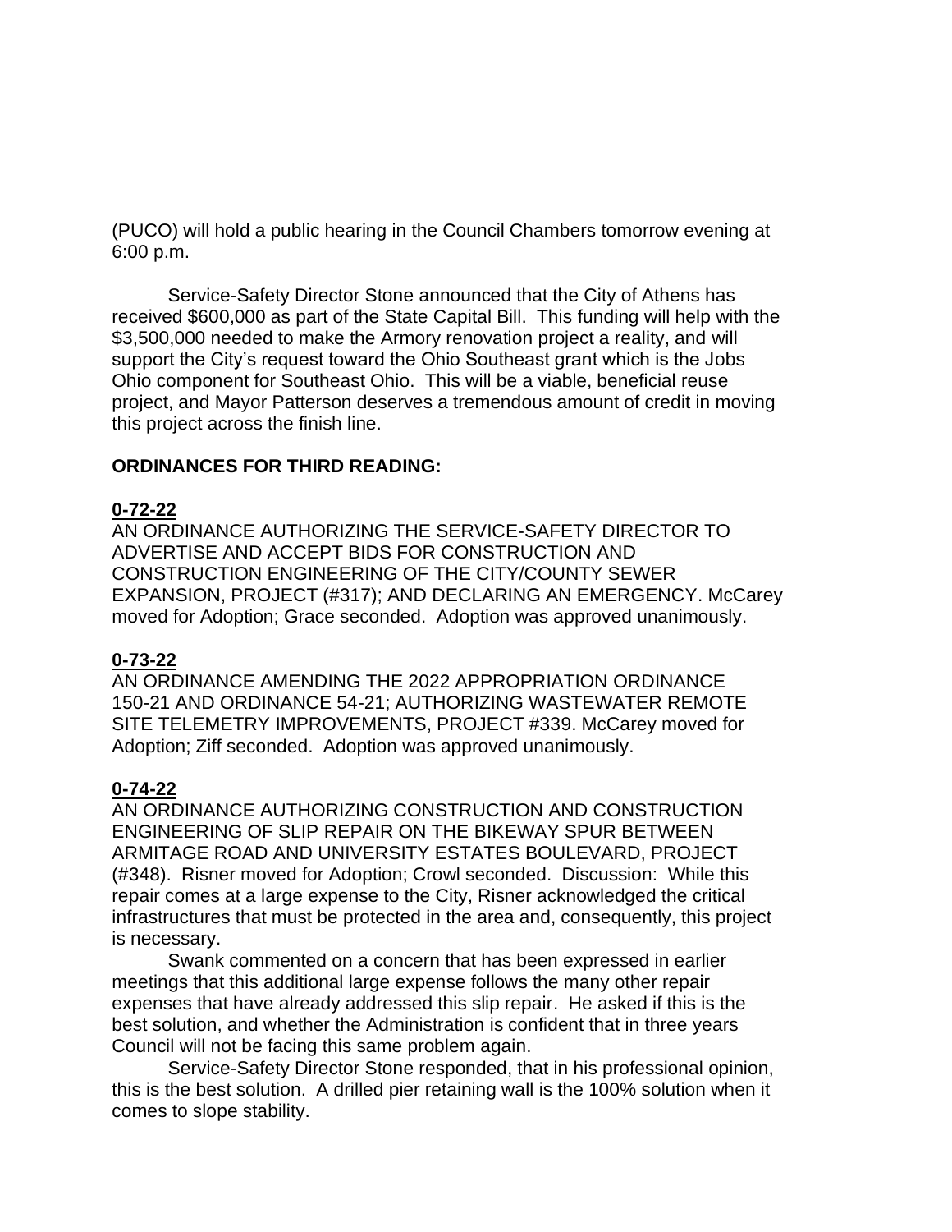(PUCO) will hold a public hearing in the Council Chambers tomorrow evening at 6:00 p.m.

Service-Safety Director Stone announced that the City of Athens has received $600,000 as part of the State Capital Bill. This funding will help with the $3,500,000 needed to make the Armory renovation project a reality, and will support the City's request toward the Ohio Southeast grant which is the Jobs Ohio component for Southeast Ohio. This will be a viable, beneficial reuse project, and Mayor Patterson deserves a tremendous amount of credit in moving this project across the finish line.

**ORDINANCES FOR THIRD READING:**

**0-72-22**

AN ORDINANCE AUTHORIZING THE SERVICE-SAFETY DIRECTOR TO ADVERTISE AND ACCEPT BIDS FOR CONSTRUCTION AND CONSTRUCTION ENGINEERING OF THE CITY/COUNTY SEWER EXPANSION, PROJECT (#317); AND DECLARING AN EMERGENCY. McCarey moved for Adoption; Grace seconded. Adoption was approved unanimously.

**0-73-22**

AN ORDINANCE AMENDING THE 2022 APPROPRIATION ORDINANCE 150-21 AND ORDINANCE 54-21; AUTHORIZING WASTEWATER REMOTE SITE TELEMETRY IMPROVEMENTS, PROJECT #339. McCarey moved for Adoption; Ziff seconded. Adoption was approved unanimously.

**0-74-22**

AN ORDINANCE AUTHORIZING CONSTRUCTION AND CONSTRUCTION ENGINEERING OF SLIP REPAIR ON THE BIKEWAY SPUR BETWEEN ARMITAGE ROAD AND UNIVERSITY ESTATES BOULEVARD, PROJECT (#348). Risner moved for Adoption; Crowl seconded. Discussion: While this repair comes at a large expense to the City, Risner acknowledged the critical infrastructures that must be protected in the area and, consequently, this project is necessary.

Swank commented on a concern that has been expressed in earlier meetings that this additional large expense follows the many other repair expenses that have already addressed this slip repair. He asked if this is the best solution, and whether the Administration is confident that in three years Council will not be facing this same problem again.

Service-Safety Director Stone responded, that in his professional opinion, this is the best solution. A drilled pier retaining wall is the 100% solution when it comes to slope stability.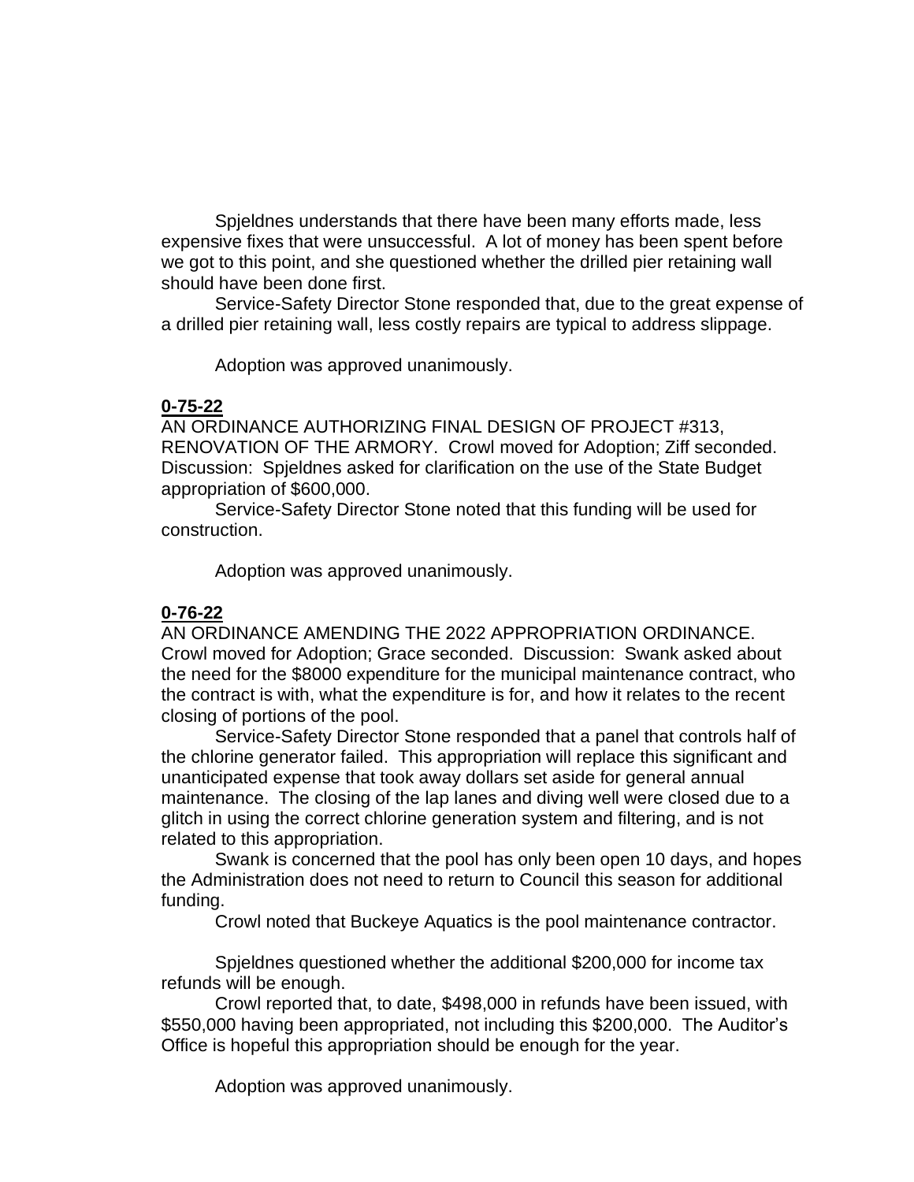Spjeldnes understands that there have been many efforts made, less expensive fixes that were unsuccessful. A lot of money has been spent before we got to this point, and she questioned whether the drilled pier retaining wall should have been done first.

Service-Safety Director Stone responded that, due to the great expense of a drilled pier retaining wall, less costly repairs are typical to address slippage.

Adoption was approved unanimously.

**0-75-22**

AN ORDINANCE AUTHORIZING FINAL DESIGN OF PROJECT #313, RENOVATION OF THE ARMORY. Crowl moved for Adoption; Ziff seconded. Discussion: Spjeldnes asked for clarification on the use of the State Budget appropriation of $600,000.

Service-Safety Director Stone noted that this funding will be used for construction.

Adoption was approved unanimously.

**0-76-22**

AN ORDINANCE AMENDING THE 2022 APPROPRIATION ORDINANCE. Crowl moved for Adoption; Grace seconded. Discussion: Swank asked about the need for the $8000 expenditure for the municipal maintenance contract, who the contract is with, what the expenditure is for, and how it relates to the recent closing of portions of the pool.

Service-Safety Director Stone responded that a panel that controls half of the chlorine generator failed. This appropriation will replace this significant and unanticipated expense that took away dollars set aside for general annual maintenance. The closing of the lap lanes and diving well were closed due to a glitch in using the correct chlorine generation system and filtering, and is not related to this appropriation.

Swank is concerned that the pool has only been open 10 days, and hopes the Administration does not need to return to Council this season for additional funding.

Crowl noted that Buckeye Aquatics is the pool maintenance contractor.

Spjeldnes questioned whether the additional $200,000 for income tax refunds will be enough.

Crowl reported that, to date, $498,000 in refunds have been issued, with $550,000 having been appropriated, not including this $200,000. The Auditor's Office is hopeful this appropriation should be enough for the year.

Adoption was approved unanimously.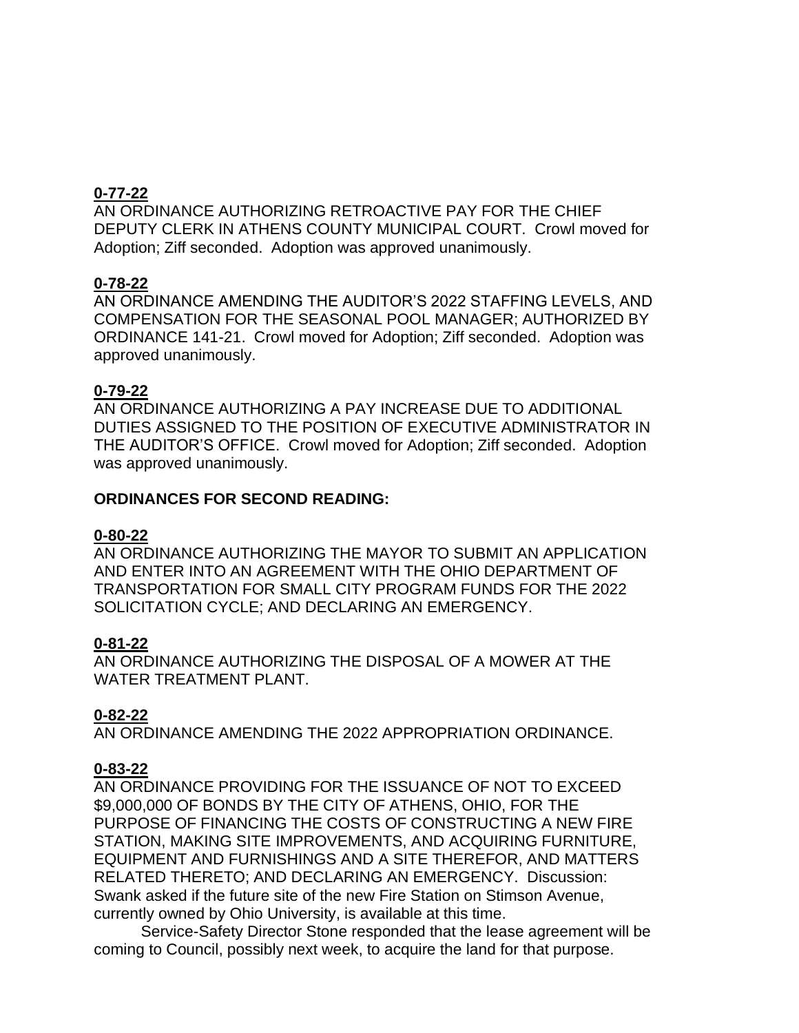**0-77-22**
AN ORDINANCE AUTHORIZING RETROACTIVE PAY FOR THE CHIEF DEPUTY CLERK IN ATHENS COUNTY MUNICIPAL COURT. Crowl moved for Adoption; Ziff seconded. Adoption was approved unanimously.

**0-78-22**
AN ORDINANCE AMENDING THE AUDITOR'S 2022 STAFFING LEVELS, AND COMPENSATION FOR THE SEASONAL POOL MANAGER; AUTHORIZED BY ORDINANCE 141-21. Crowl moved for Adoption; Ziff seconded. Adoption was approved unanimously.

**0-79-22**
AN ORDINANCE AUTHORIZING A PAY INCREASE DUE TO ADDITIONAL DUTIES ASSIGNED TO THE POSITION OF EXECUTIVE ADMINISTRATOR IN THE AUDITOR'S OFFICE. Crowl moved for Adoption; Ziff seconded. Adoption was approved unanimously.

**ORDINANCES FOR SECOND READING:**

**0-80-22**
AN ORDINANCE AUTHORIZING THE MAYOR TO SUBMIT AN APPLICATION AND ENTER INTO AN AGREEMENT WITH THE OHIO DEPARTMENT OF TRANSPORTATION FOR SMALL CITY PROGRAM FUNDS FOR THE 2022 SOLICITATION CYCLE; AND DECLARING AN EMERGENCY.

**0-81-22**
AN ORDINANCE AUTHORIZING THE DISPOSAL OF A MOWER AT THE WATER TREATMENT PLANT.

**0-82-22**
AN ORDINANCE AMENDING THE 2022 APPROPRIATION ORDINANCE.

**0-83-22**
AN ORDINANCE PROVIDING FOR THE ISSUANCE OF NOT TO EXCEED $9,000,000 OF BONDS BY THE CITY OF ATHENS, OHIO, FOR THE PURPOSE OF FINANCING THE COSTS OF CONSTRUCTING A NEW FIRE STATION, MAKING SITE IMPROVEMENTS, AND ACQUIRING FURNITURE, EQUIPMENT AND FURNISHINGS AND A SITE THEREFOR, AND MATTERS RELATED THERETO; AND DECLARING AN EMERGENCY. Discussion: Swank asked if the future site of the new Fire Station on Stimson Avenue, currently owned by Ohio University, is available at this time.

Service-Safety Director Stone responded that the lease agreement will be coming to Council, possibly next week, to acquire the land for that purpose.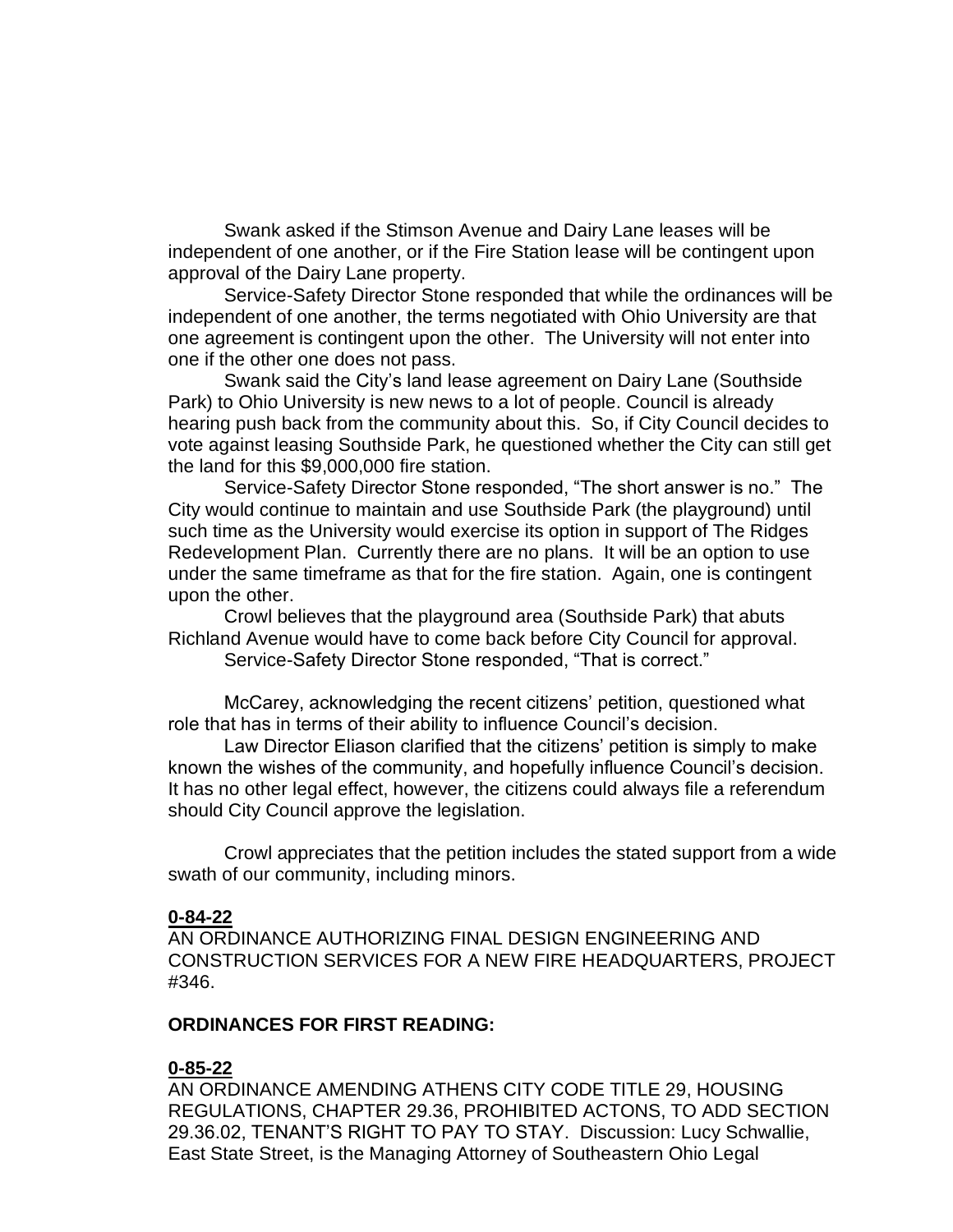Swank asked if the Stimson Avenue and Dairy Lane leases will be independent of one another, or if the Fire Station lease will be contingent upon approval of the Dairy Lane property.

Service-Safety Director Stone responded that while the ordinances will be independent of one another, the terms negotiated with Ohio University are that one agreement is contingent upon the other. The University will not enter into one if the other one does not pass.

Swank said the City's land lease agreement on Dairy Lane (Southside Park) to Ohio University is new news to a lot of people. Council is already hearing push back from the community about this. So, if City Council decides to vote against leasing Southside Park, he questioned whether the City can still get the land for this $9,000,000 fire station.

Service-Safety Director Stone responded, "The short answer is no." The City would continue to maintain and use Southside Park (the playground) until such time as the University would exercise its option in support of The Ridges Redevelopment Plan. Currently there are no plans. It will be an option to use under the same timeframe as that for the fire station. Again, one is contingent upon the other.

Crowl believes that the playground area (Southside Park) that abuts Richland Avenue would have to come back before City Council for approval.

Service-Safety Director Stone responded, "That is correct."

McCarey, acknowledging the recent citizens' petition, questioned what role that has in terms of their ability to influence Council's decision.

Law Director Eliason clarified that the citizens' petition is simply to make known the wishes of the community, and hopefully influence Council's decision. It has no other legal effect, however, the citizens could always file a referendum should City Council approve the legislation.

Crowl appreciates that the petition includes the stated support from a wide swath of our community, including minors.

**0-84-22**

AN ORDINANCE AUTHORIZING FINAL DESIGN ENGINEERING AND CONSTRUCTION SERVICES FOR A NEW FIRE HEADQUARTERS, PROJECT #346.

**ORDINANCES FOR FIRST READING:**

**0-85-22**

AN ORDINANCE AMENDING ATHENS CITY CODE TITLE 29, HOUSING REGULATIONS, CHAPTER 29.36, PROHIBITED ACTONS, TO ADD SECTION 29.36.02, TENANT'S RIGHT TO PAY TO STAY. Discussion: Lucy Schwallie, East State Street, is the Managing Attorney of Southeastern Ohio Legal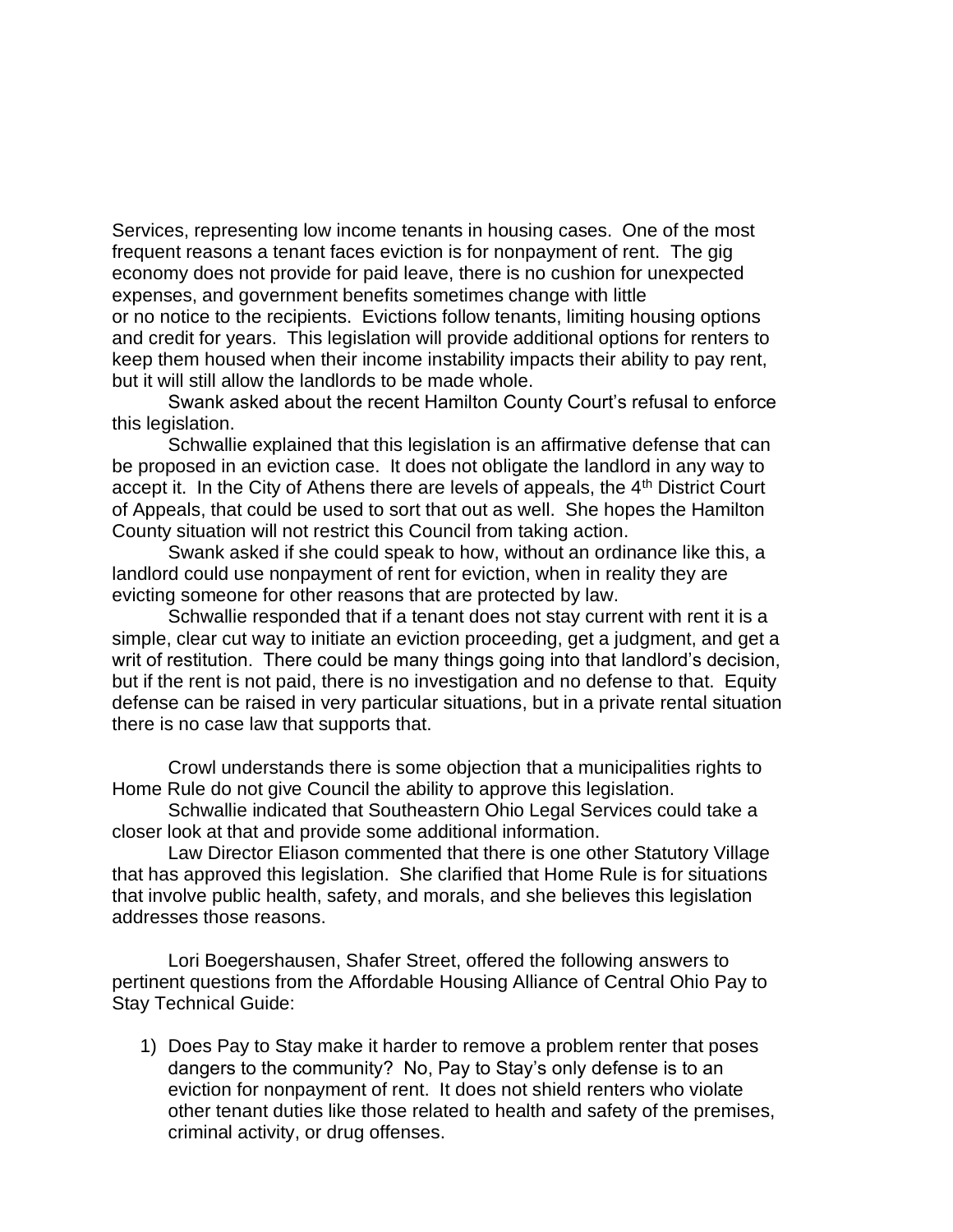Services, representing low income tenants in housing cases. One of the most frequent reasons a tenant faces eviction is for nonpayment of rent. The gig economy does not provide for paid leave, there is no cushion for unexpected expenses, and government benefits sometimes change with little or no notice to the recipients. Evictions follow tenants, limiting housing options and credit for years. This legislation will provide additional options for renters to keep them housed when their income instability impacts their ability to pay rent, but it will still allow the landlords to be made whole.

Swank asked about the recent Hamilton County Court's refusal to enforce this legislation.

Schwallie explained that this legislation is an affirmative defense that can be proposed in an eviction case. It does not obligate the landlord in any way to accept it. In the City of Athens there are levels of appeals, the 4th District Court of Appeals, that could be used to sort that out as well. She hopes the Hamilton County situation will not restrict this Council from taking action.

Swank asked if she could speak to how, without an ordinance like this, a landlord could use nonpayment of rent for eviction, when in reality they are evicting someone for other reasons that are protected by law.

Schwallie responded that if a tenant does not stay current with rent it is a simple, clear cut way to initiate an eviction proceeding, get a judgment, and get a writ of restitution. There could be many things going into that landlord's decision, but if the rent is not paid, there is no investigation and no defense to that. Equity defense can be raised in very particular situations, but in a private rental situation there is no case law that supports that.

Crowl understands there is some objection that a municipalities rights to Home Rule do not give Council the ability to approve this legislation.

Schwallie indicated that Southeastern Ohio Legal Services could take a closer look at that and provide some additional information.

Law Director Eliason commented that there is one other Statutory Village that has approved this legislation. She clarified that Home Rule is for situations that involve public health, safety, and morals, and she believes this legislation addresses those reasons.

Lori Boegershausen, Shafer Street, offered the following answers to pertinent questions from the Affordable Housing Alliance of Central Ohio Pay to Stay Technical Guide:

1) Does Pay to Stay make it harder to remove a problem renter that poses dangers to the community? No, Pay to Stay's only defense is to an eviction for nonpayment of rent. It does not shield renters who violate other tenant duties like those related to health and safety of the premises, criminal activity, or drug offenses.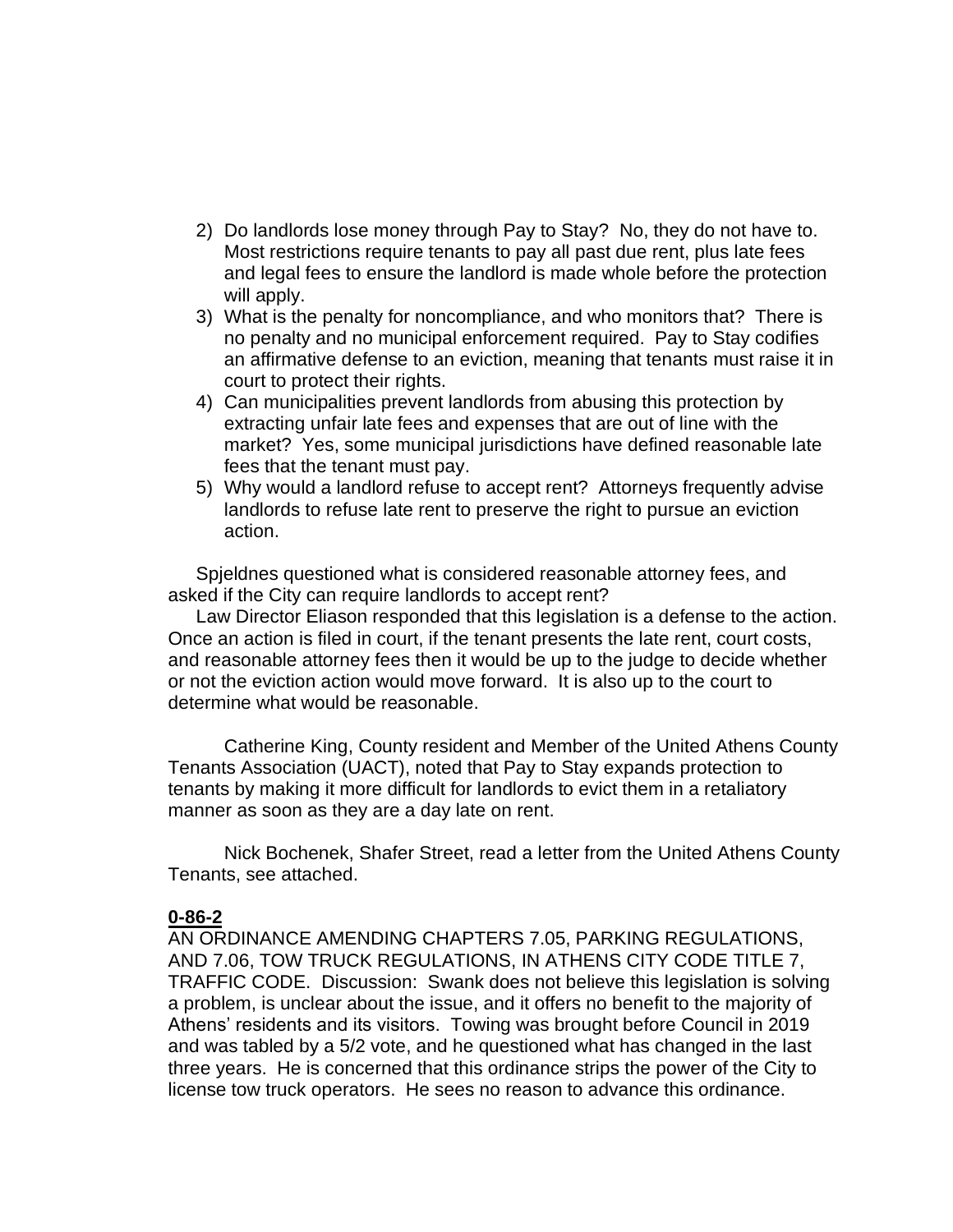2) Do landlords lose money through Pay to Stay? No, they do not have to. Most restrictions require tenants to pay all past due rent, plus late fees and legal fees to ensure the landlord is made whole before the protection will apply.
3) What is the penalty for noncompliance, and who monitors that? There is no penalty and no municipal enforcement required. Pay to Stay codifies an affirmative defense to an eviction, meaning that tenants must raise it in court to protect their rights.
4) Can municipalities prevent landlords from abusing this protection by extracting unfair late fees and expenses that are out of line with the market? Yes, some municipal jurisdictions have defined reasonable late fees that the tenant must pay.
5) Why would a landlord refuse to accept rent? Attorneys frequently advise landlords to refuse late rent to preserve the right to pursue an eviction action.

Spjeldnes questioned what is considered reasonable attorney fees, and asked if the City can require landlords to accept rent?

Law Director Eliason responded that this legislation is a defense to the action. Once an action is filed in court, if the tenant presents the late rent, court costs, and reasonable attorney fees then it would be up to the judge to decide whether or not the eviction action would move forward. It is also up to the court to determine what would be reasonable.

Catherine King, County resident and Member of the United Athens County Tenants Association (UACT), noted that Pay to Stay expands protection to tenants by making it more difficult for landlords to evict them in a retaliatory manner as soon as they are a day late on rent.

Nick Bochenek, Shafer Street, read a letter from the United Athens County Tenants, see attached.

**0-86-2**

AN ORDINANCE AMENDING CHAPTERS 7.05, PARKING REGULATIONS, AND 7.06, TOW TRUCK REGULATIONS, IN ATHENS CITY CODE TITLE 7, TRAFFIC CODE. Discussion: Swank does not believe this legislation is solving a problem, is unclear about the issue, and it offers no benefit to the majority of Athens' residents and its visitors. Towing was brought before Council in 2019 and was tabled by a 5/2 vote, and he questioned what has changed in the last three years. He is concerned that this ordinance strips the power of the City to license tow truck operators. He sees no reason to advance this ordinance.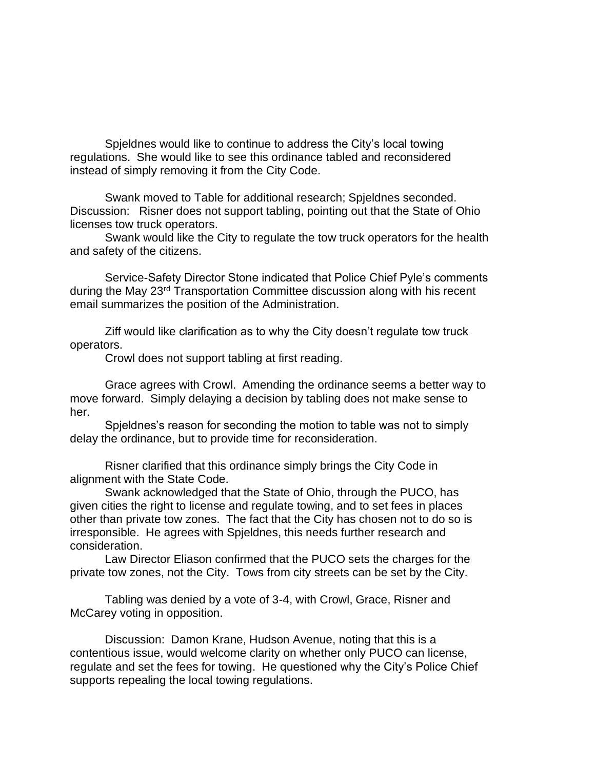Spjeldnes would like to continue to address the City's local towing regulations. She would like to see this ordinance tabled and reconsidered instead of simply removing it from the City Code.

Swank moved to Table for additional research; Spjeldnes seconded. Discussion: Risner does not support tabling, pointing out that the State of Ohio licenses tow truck operators.

Swank would like the City to regulate the tow truck operators for the health and safety of the citizens.

Service-Safety Director Stone indicated that Police Chief Pyle's comments during the May 23rd Transportation Committee discussion along with his recent email summarizes the position of the Administration.

Ziff would like clarification as to why the City doesn't regulate tow truck operators.

Crowl does not support tabling at first reading.

Grace agrees with Crowl. Amending the ordinance seems a better way to move forward. Simply delaying a decision by tabling does not make sense to her.

Spjeldnes's reason for seconding the motion to table was not to simply delay the ordinance, but to provide time for reconsideration.

Risner clarified that this ordinance simply brings the City Code in alignment with the State Code.

Swank acknowledged that the State of Ohio, through the PUCO, has given cities the right to license and regulate towing, and to set fees in places other than private tow zones. The fact that the City has chosen not to do so is irresponsible. He agrees with Spjeldnes, this needs further research and consideration.

Law Director Eliason confirmed that the PUCO sets the charges for the private tow zones, not the City. Tows from city streets can be set by the City.

Tabling was denied by a vote of 3-4, with Crowl, Grace, Risner and McCarey voting in opposition.

Discussion: Damon Krane, Hudson Avenue, noting that this is a contentious issue, would welcome clarity on whether only PUCO can license, regulate and set the fees for towing. He questioned why the City's Police Chief supports repealing the local towing regulations.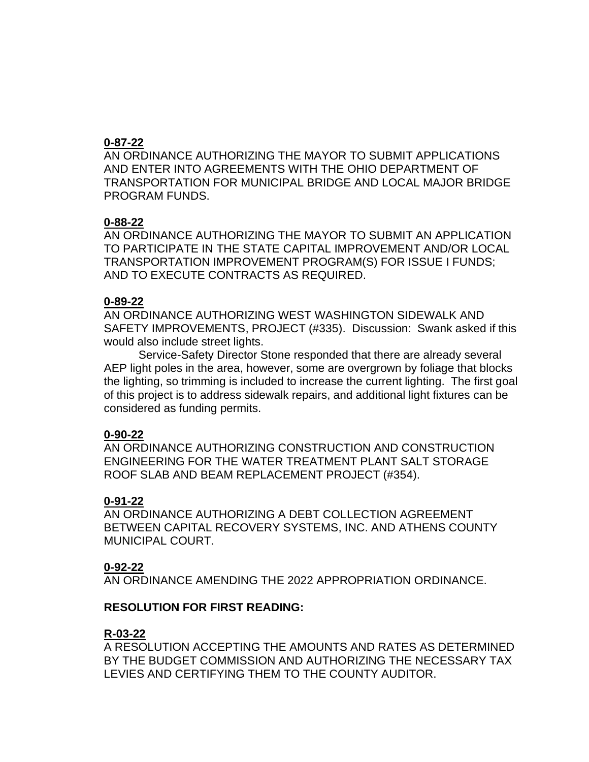**0-87-22**
AN ORDINANCE AUTHORIZING THE MAYOR TO SUBMIT APPLICATIONS AND ENTER INTO AGREEMENTS WITH THE OHIO DEPARTMENT OF TRANSPORTATION FOR MUNICIPAL BRIDGE AND LOCAL MAJOR BRIDGE PROGRAM FUNDS.

**0-88-22**
AN ORDINANCE AUTHORIZING THE MAYOR TO SUBMIT AN APPLICATION TO PARTICIPATE IN THE STATE CAPITAL IMPROVEMENT AND/OR LOCAL TRANSPORTATION IMPROVEMENT PROGRAM(S) FOR ISSUE I FUNDS; AND TO EXECUTE CONTRACTS AS REQUIRED.

**0-89-22**
AN ORDINANCE AUTHORIZING WEST WASHINGTON SIDEWALK AND SAFETY IMPROVEMENTS, PROJECT (#335). Discussion: Swank asked if this would also include street lights.

Service-Safety Director Stone responded that there are already several AEP light poles in the area, however, some are overgrown by foliage that blocks the lighting, so trimming is included to increase the current lighting. The first goal of this project is to address sidewalk repairs, and additional light fixtures can be considered as funding permits.

**0-90-22**
AN ORDINANCE AUTHORIZING CONSTRUCTION AND CONSTRUCTION ENGINEERING FOR THE WATER TREATMENT PLANT SALT STORAGE ROOF SLAB AND BEAM REPLACEMENT PROJECT (#354).

**0-91-22**
AN ORDINANCE AUTHORIZING A DEBT COLLECTION AGREEMENT BETWEEN CAPITAL RECOVERY SYSTEMS, INC. AND ATHENS COUNTY MUNICIPAL COURT.

**0-92-22**
AN ORDINANCE AMENDING THE 2022 APPROPRIATION ORDINANCE.

**RESOLUTION FOR FIRST READING:**

**R-03-22**
A RESOLUTION ACCEPTING THE AMOUNTS AND RATES AS DETERMINED BY THE BUDGET COMMISSION AND AUTHORIZING THE NECESSARY TAX LEVIES AND CERTIFYING THEM TO THE COUNTY AUDITOR.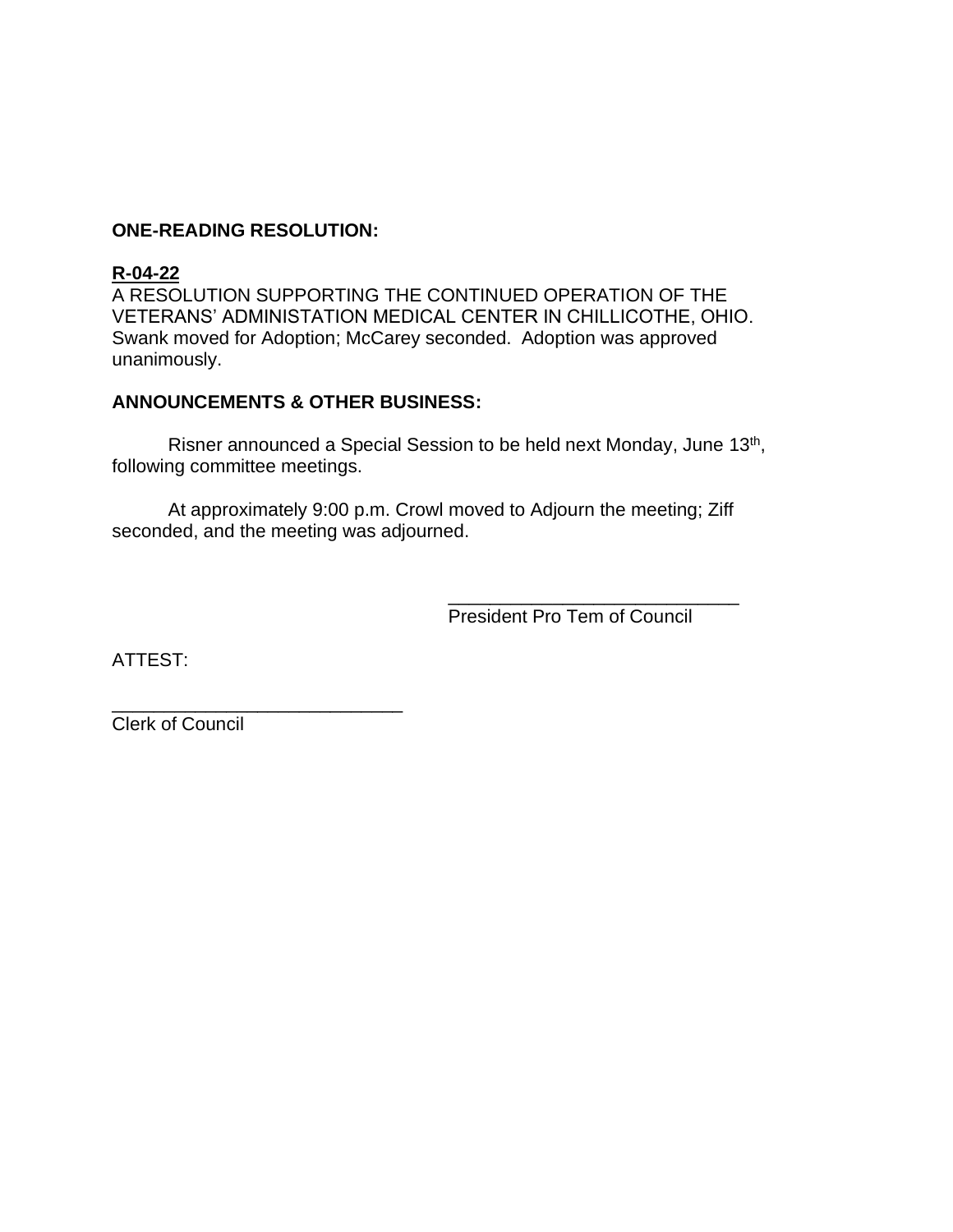**ONE-READING RESOLUTION:**

**R-04-22**
A RESOLUTION SUPPORTING THE CONTINUED OPERATION OF THE VETERANS' ADMINISTATION MEDICAL CENTER IN CHILLICOTHE, OHIO. Swank moved for Adoption; McCarey seconded. Adoption was approved unanimously.

**ANNOUNCEMENTS & OTHER BUSINESS:**

Risner announced a Special Session to be held next Monday, June 13th, following committee meetings.

At approximately 9:00 p.m. Crowl moved to Adjourn the meeting; Ziff seconded, and the meeting was adjourned.

\_\_\_\_\_\_\_\_\_\_\_\_\_\_\_\_\_\_\_\_\_\_\_\_\_\_\_\_
President Pro Tem of Council

ATTEST:

\_\_\_\_\_\_\_\_\_\_\_\_\_\_\_\_\_\_\_\_\_\_\_\_\_\_\_\_
Clerk of Council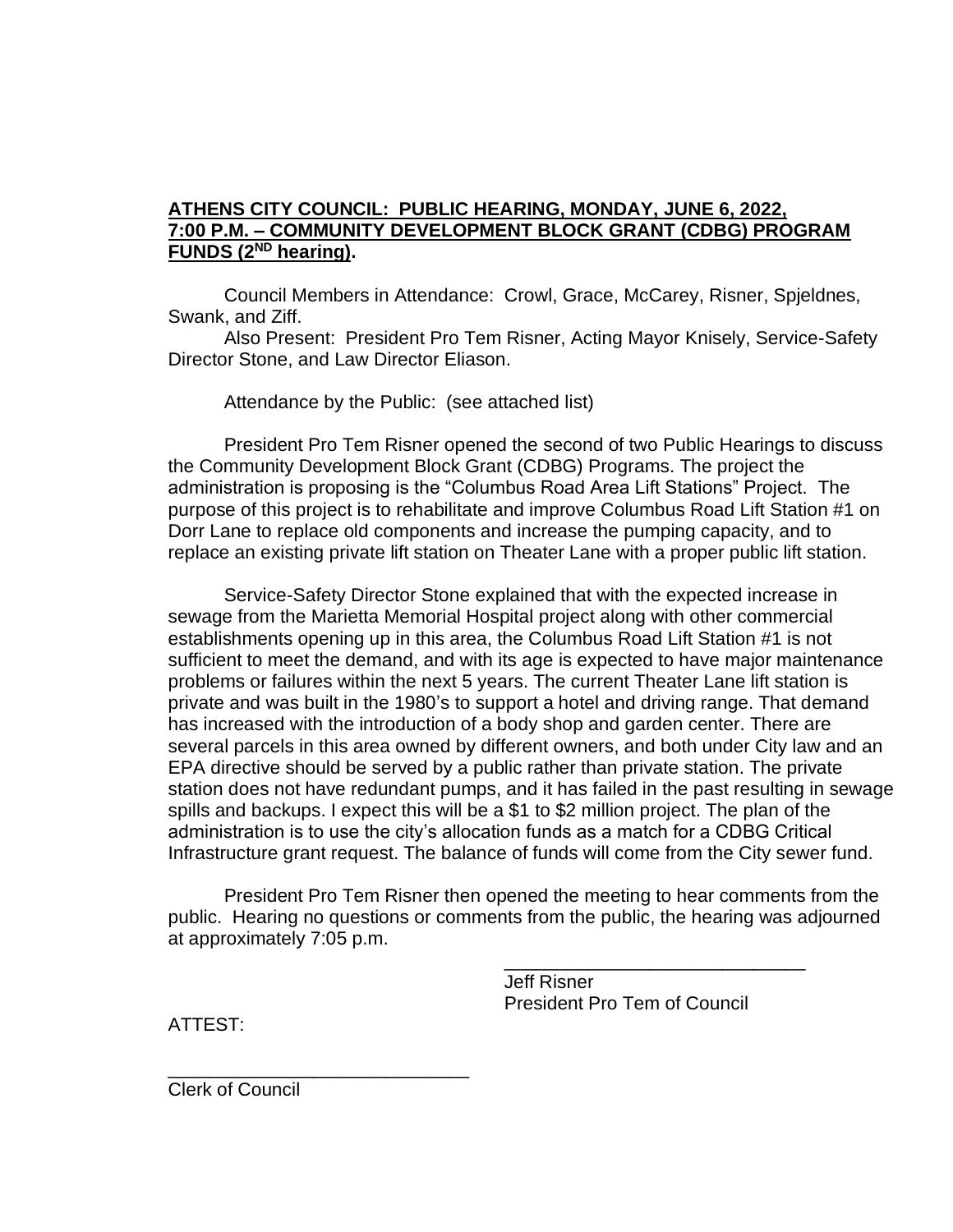**ATHENS CITY COUNCIL: PUBLIC HEARING, MONDAY, JUNE 6, 2022, 7:00 P.M. – COMMUNITY DEVELOPMENT BLOCK GRANT (CDBG) PROGRAM FUNDS (2ND hearing).**

Council Members in Attendance: Crowl, Grace, McCarey, Risner, Spjeldnes, Swank, and Ziff.

Also Present: President Pro Tem Risner, Acting Mayor Knisely, Service-Safety Director Stone, and Law Director Eliason.

Attendance by the Public: (see attached list)

President Pro Tem Risner opened the second of two Public Hearings to discuss the Community Development Block Grant (CDBG) Programs. The project the administration is proposing is the "Columbus Road Area Lift Stations" Project. The purpose of this project is to rehabilitate and improve Columbus Road Lift Station #1 on Dorr Lane to replace old components and increase the pumping capacity, and to replace an existing private lift station on Theater Lane with a proper public lift station.

Service-Safety Director Stone explained that with the expected increase in sewage from the Marietta Memorial Hospital project along with other commercial establishments opening up in this area, the Columbus Road Lift Station #1 is not sufficient to meet the demand, and with its age is expected to have major maintenance problems or failures within the next 5 years. The current Theater Lane lift station is private and was built in the 1980's to support a hotel and driving range. That demand has increased with the introduction of a body shop and garden center. There are several parcels in this area owned by different owners, and both under City law and an EPA directive should be served by a public rather than private station. The private station does not have redundant pumps, and it has failed in the past resulting in sewage spills and backups. I expect this will be a $1 to $2 million project. The plan of the administration is to use the city's allocation funds as a match for a CDBG Critical Infrastructure grant request. The balance of funds will come from the City sewer fund.

President Pro Tem Risner then opened the meeting to hear comments from the public. Hearing no questions or comments from the public, the hearing was adjourned at approximately 7:05 p.m.

\_\_\_\_\_\_\_\_\_\_\_\_\_\_\_\_\_\_\_\_\_\_\_\_\_\_\_\_\_\_
Jeff Risner
President Pro Tem of Council

ATTEST:

\_\_\_\_\_\_\_\_\_\_\_\_\_\_\_\_\_\_\_\_\_\_\_\_\_\_\_\_\_\_
Clerk of Council